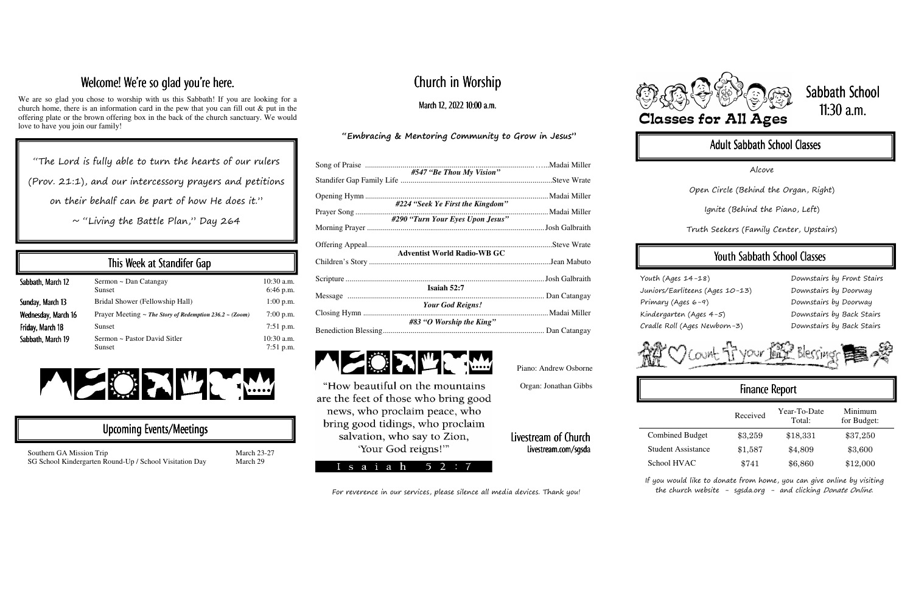## Welcome! We're so glad you're here.

We are so glad you chose to worship with us this Sabbath! If you are looking for a church home, there is an information card in the pew that you can fill out & put in the offering plate or the brown offering box in the back of the church sanctuary. We would love to have you join our family!

"The Lord is fully able to turn the hearts of our rulers (Prov. 21:1), and our intercessory prayers and petitions on their behalf can be part of how He does it."

~ "Living the Battle Plan," Day 264

## This Week at Standifer Gap

| | | |
|---|---|---|
| Sabbath, March 12 | Sermon ~ Dan Catangay<br>Sunset | 10:30 a.m.<br>6:46 p.m. |
| Sunday, March 13 | Bridal Shower (Fellowship Hall) | 1:00 p.m. |
| Wednesday, March 16 | Prayer Meeting ~ *The Story of Redemption 236.2 ~ (Zoom)* | 7:00 p.m. |
| Friday, March 18 | Sunset | 7:51 p.m. |
| Sabbath, March 19 | Sermon ~ Pastor David Sitler<br>Sunset | 10:30 a.m.<br>7:51 p.m. |

## Upcoming Events/Meetings

| | |
|---|---|
| Southern GA Mission Trip | March 23-27 |
| SG School Kindergarten Round-Up / School Visitation Day | March 29 |

# Church in Worship

March 12, 2022 10:00 a.m.

**"Embracing & Mentoring Community to Grow in Jesus"**

Song of Praise .......... Madai Miller
*#547 "Be Thou My Vision"*
Standifer Gap Family Life .......... Steve Wrate
Opening Hymn .......... Madai Miller
*#224 "Seek Ye First the Kingdom"*
Prayer Song .......... Madai Miller
*#290 "Turn Your Eyes Upon Jesus"*
Morning Prayer .......... Josh Galbraith
Offering Appeal.......... Steve Wrate
**Adventist World Radio-WB GC**
Children's Story .......... Jean Mabuto
Scripture .......... Josh Galbraith
**Isaiah 52:7**
Message .......... Dan Catangay
***Your God Reigns!***
Closing Hymn .......... Madai Miller
*#83 "O Worship the King"*
Benediction Blessing.......... Dan Catangay

Piano: Andrew Osborne

Organ: Jonathan Gibbs

"How beautiful on the mountains are the feet of those who bring good news, who proclaim peace, who bring good tidings, who proclaim salvation, who say to Zion, 'Your God reigns!'"

Isaiah 52:7

## Livestream of Church

Livestream.com/sgsda

For reverence in our services, please silence all media devices. Thank you!

# Sabbath School 11:30 a.m.

**Classes for All Ages**

## Adult Sabbath School Classes

Alcove

Open Circle (Behind the Organ, Right)

Ignite (Behind the Piano, Left)

Truth Seekers (Family Center, Upstairs)

## Youth Sabbath School Classes

| | |
|---|---|
| Youth (Ages 14-18) | Downstairs by Front Stairs |
| Juniors/Earliteens (Ages 10-13) | Downstairs by Doorway |
| Primary (Ages 6-9) | Downstairs by Doorway |
| Kindergarten (Ages 4-5) | Downstairs by Back Stairs |
| Cradle Roll (Ages Newborn-3) | Downstairs by Back Stairs |

Count your Blessings

## Finance Report

| | Received | Year-To-Date Total: | Minimum for Budget: |
|---|---|---|---|
| Combined Budget | $3,259 | $18,331 | $37,250 |
| Student Assistance | $1,587 | $4,809 | $3,600 |
| School HVAC | $741 | $6,860 | $12,000 |

If you would like to donate from home, you can give online by visiting the church website - sgsda.org - and clicking *Donate Online*.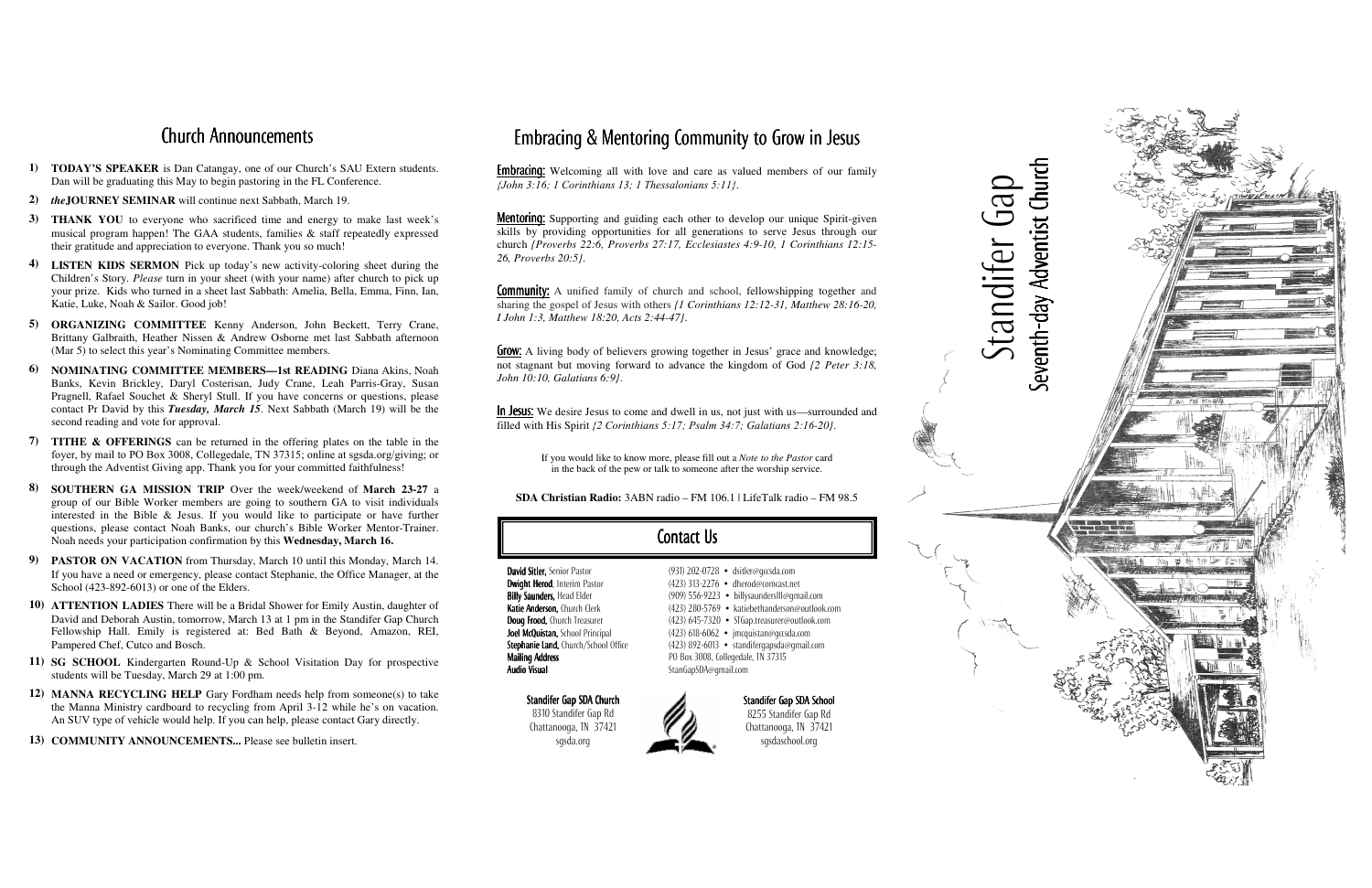## Church Announcements

1) **TODAY'S SPEAKER** is Dan Catangay, one of our Church's SAU Extern students. Dan will be graduating this May to begin pastoring in the FL Conference.

2) ***the*JOURNEY SEMINAR** will continue next Sabbath, March 19.

3) **THANK YOU** to everyone who sacrificed time and energy to make last week's musical program happen! The GAA students, families & staff repeatedly expressed their gratitude and appreciation to everyone. Thank you so much!

4) **LISTEN KIDS SERMON** Pick up today's new activity-coloring sheet during the Children's Story. *Please* turn in your sheet (with your name) after church to pick up your prize. Kids who turned in a sheet last Sabbath: Amelia, Bella, Emma, Finn, Ian, Katie, Luke, Noah & Sailor. Good job!

5) **ORGANIZING COMMITTEE** Kenny Anderson, John Beckett, Terry Crane, Brittany Galbraith, Heather Nissen & Andrew Osborne met last Sabbath afternoon (Mar 5) to select this year's Nominating Committee members.

6) **NOMINATING COMMITTEE MEMBERS—1st READING** Diana Akins, Noah Banks, Kevin Brickley, Daryl Costerisan, Judy Crane, Leah Parris-Gray, Susan Pragnell, Rafael Souchet & Sheryl Stull. If you have concerns or questions, please contact Pr David by this ***Tuesday, March 15***. Next Sabbath (March 19) will be the second reading and vote for approval.

7) **TITHE & OFFERINGS** can be returned in the offering plates on the table in the foyer, by mail to PO Box 3008, Collegedale, TN 37315; online at sgsda.org/giving; or through the Adventist Giving app. Thank you for your committed faithfulness!

8) **SOUTHERN GA MISSION TRIP** Over the week/weekend of **March 23-27** a group of our Bible Worker members are going to southern GA to visit individuals interested in the Bible & Jesus. If you would like to participate or have further questions, please contact Noah Banks, our church's Bible Worker Mentor-Trainer. Noah needs your participation confirmation by this **Wednesday, March 16.**

9) **PASTOR ON VACATION** from Thursday, March 10 until this Monday, March 14. If you have a need or emergency, please contact Stephanie, the Office Manager, at the School (423-892-6013) or one of the Elders.

10) **ATTENTION LADIES** There will be a Bridal Shower for Emily Austin, daughter of David and Deborah Austin, tomorrow, March 13 at 1 pm in the Standifer Gap Church Fellowship Hall. Emily is registered at: Bed Bath & Beyond, Amazon, REI, Pampered Chef, Cutco and Bosch.

11) **SG SCHOOL** Kindergarten Round-Up & School Visitation Day for prospective students will be Tuesday, March 29 at 1:00 pm.

12) **MANNA RECYCLING HELP** Gary Fordham needs help from someone(s) to take the Manna Ministry cardboard to recycling from April 3-12 while he's on vacation. An SUV type of vehicle would help. If you can help, please contact Gary directly.

13) **COMMUNITY ANNOUNCEMENTS...** Please see bulletin insert.

## Embracing & Mentoring Community to Grow in Jesus

**Embracing:** Welcoming all with love and care as valued members of our family *{John 3:16; 1 Corinthians 13; 1 Thessalonians 5:11}*.

**Mentoring:** Supporting and guiding each other to develop our unique Spirit-given skills by providing opportunities for all generations to serve Jesus through our church *{Proverbs 22:6, Proverbs 27:17, Ecclesiastes 4:9-10, 1 Corinthians 12:15-26, Proverbs 20:5}*.

**Community:** A unified family of church and school, fellowshipping together and sharing the gospel of Jesus with others *{1 Corinthians 12:12-31, Matthew 28:16-20, I John 1:3, Matthew 18:20, Acts 2:44-47}*.

**Grow:** A living body of believers growing together in Jesus' grace and knowledge; not stagnant but moving forward to advance the kingdom of God *{2 Peter 3:18, John 10:10, Galatians 6:9}*.

**In Jesus:** We desire Jesus to come and dwell in us, not just with us—surrounded and filled with His Spirit *{2 Corinthians 5:17; Psalm 34:7; Galatians 2:16-20}*.

If you would like to know more, please fill out a *Note to the Pastor* card in the back of the pew or talk to someone after the worship service.

**SDA Christian Radio:** 3ABN radio – FM 106.1 | LifeTalk radio – FM 98.5

## Contact Us

| | |
|---|---|
| **David Sitler,** Senior Pastor | (931) 202-0728 • dsitler@gccsda.com |
| **Dwight Herod**, Interim Pastor | (423) 313-2276 • dherod@comcast.net |
| **Billy Saunders,** Head Elder | (909) 556-9223 • billysaundersIII@gmail.com |
| **Katie Anderson,** Church Clerk | (423) 280-5769 • katiebethanderson@outlook.com |
| **Doug Frood,** Church Treasurer | (423) 645-7320 • SGap.treasurer@outlook.com |
| **Joel McQuistan,** School Principal | (423) 618-6062 • jmcquistan@gccsda.com |
| **Stephanie Land,** Church/School Office | (423) 892-6013 • standifergapsda@gmail.com |
| **Mailing Address** | PO Box 3008, Collegedale, TN 37315 |
| **Audio Visual** | StanGapSDA@gmail.com |

**Standifer Gap SDA Church**
8310 Standifer Gap Rd
Chattanooga, TN 37421
sgsda.org

**Standifer Gap SDA School**
8255 Standifer Gap Rd
Chattanooga, TN 37421
sgsdaschool.org

# Standifer Gap
## Seventh-day Adventist Church